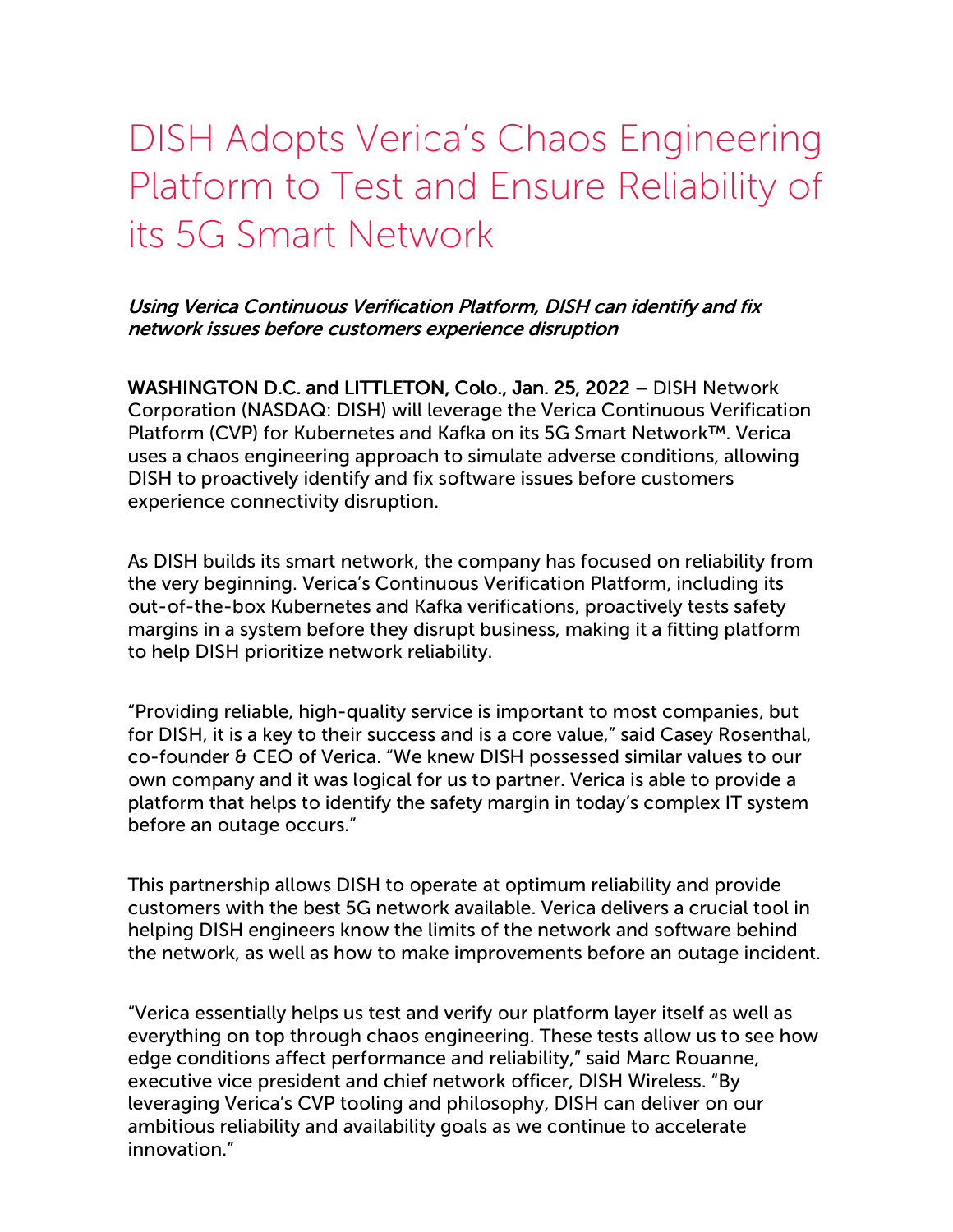# DISH Adopts Verica's Chaos Engineering Platform to Test and Ensure Reliability of its 5G Smart Network

*Using Verica Continuous Verification Platform, DISH can identify and fix network issues before customers experience disruption*

**WASHINGTON D.C. and LITTLETON, Colo., Jan. 25, 2022** – DISH Network Corporation (NASDAQ: DISH) will leverage the Verica Continuous Verification Platform (CVP) for Kubernetes and Kafka on its 5G Smart Network™. Verica uses a chaos engineering approach to simulate adverse conditions, allowing DISH to proactively identify and fix software issues before customers experience connectivity disruption.

As DISH builds its smart network, the company has focused on reliability from the very beginning. Verica's Continuous Verification Platform, including its out-of-the-box Kubernetes and Kafka verifications, proactively tests safety margins in a system before they disrupt business, making it a fitting platform to help DISH prioritize network reliability.

"Providing reliable, high-quality service is important to most companies, but for DISH, it is a key to their success and is a core value," said Casey Rosenthal, co-founder & CEO of Verica. "We knew DISH possessed similar values to our own company and it was logical for us to partner. Verica is able to provide a platform that helps to identify the safety margin in today's complex IT system before an outage occurs."

This partnership allows DISH to operate at optimum reliability and provide customers with the best 5G network available. Verica delivers a crucial tool in helping DISH engineers know the limits of the network and software behind the network, as well as how to make improvements before an outage incident.

"Verica essentially helps us test and verify our platform layer itself as well as everything on top through chaos engineering. These tests allow us to see how edge conditions affect performance and reliability," said Marc Rouanne, executive vice president and chief network officer, DISH Wireless. "By leveraging Verica's CVP tooling and philosophy, DISH can deliver on our ambitious reliability and availability goals as we continue to accelerate innovation."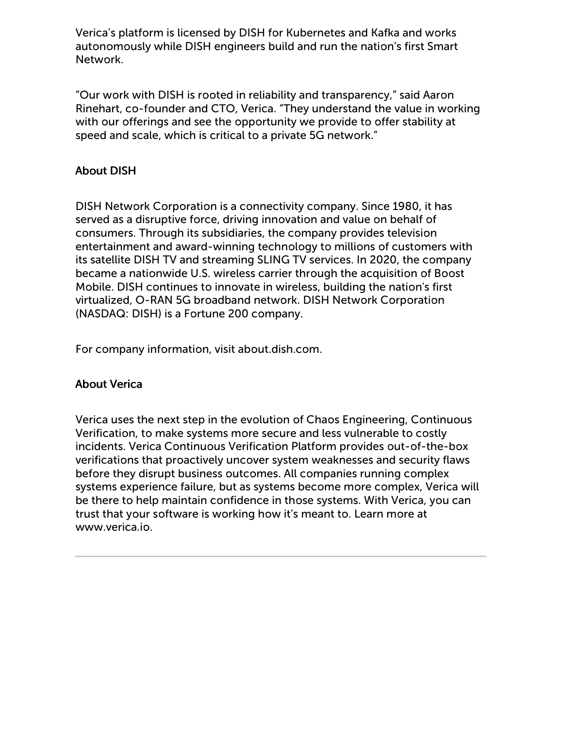Verica's platform is licensed by DISH for Kubernetes and Kafka and works autonomously while DISH engineers build and run the nation's first Smart Network.

"Our work with DISH is rooted in reliability and transparency," said Aaron Rinehart, co-founder and CTO, Verica. "They understand the value in working with our offerings and see the opportunity we provide to offer stability at speed and scale, which is critical to a private 5G network."

## About DISH

DISH Network Corporation is a connectivity company. Since 1980, it has served as a disruptive force, driving innovation and value on behalf of consumers. Through its subsidiaries, the company provides television entertainment and award-winning technology to millions of customers with its satellite DISH TV and streaming SLING TV services. In 2020, the company became a nationwide U.S. wireless carrier through the acquisition of Boost Mobile. DISH continues to innovate in wireless, building the nation's first virtualized, O-RAN 5G broadband network. DISH Network Corporation (NASDAQ: DISH) is a Fortune 200 company.

For company information, visit about.dish.com.

## About Verica

Verica uses the next step in the evolution of Chaos Engineering, Continuous Verification, to make systems more secure and less vulnerable to costly incidents. Verica Continuous Verification Platform provides out-of-the-box verifications that proactively uncover system weaknesses and security flaws before they disrupt business outcomes. All companies running complex systems experience failure, but as systems become more complex, Verica will be there to help maintain confidence in those systems. With Verica, you can trust that your software is working how it's meant to. Learn more at www.verica.io.

---